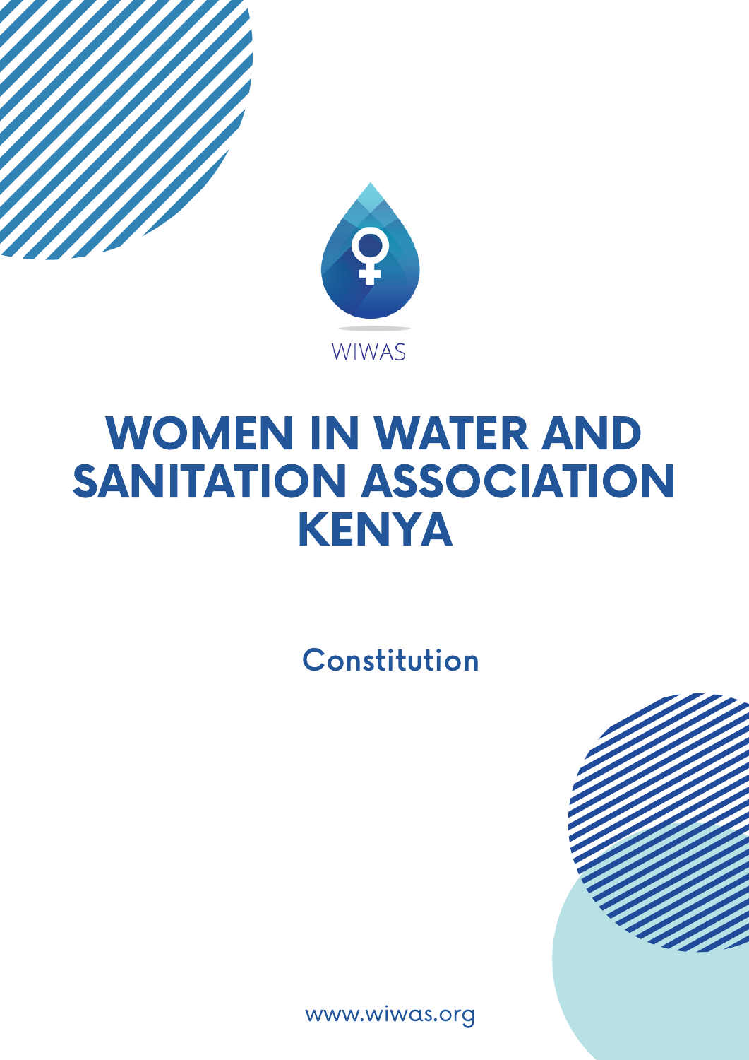WIWAS

# WOMEN IN WATER AND SANITATION ASSOCIATION KENYA

## Constitution

www.wiwas.org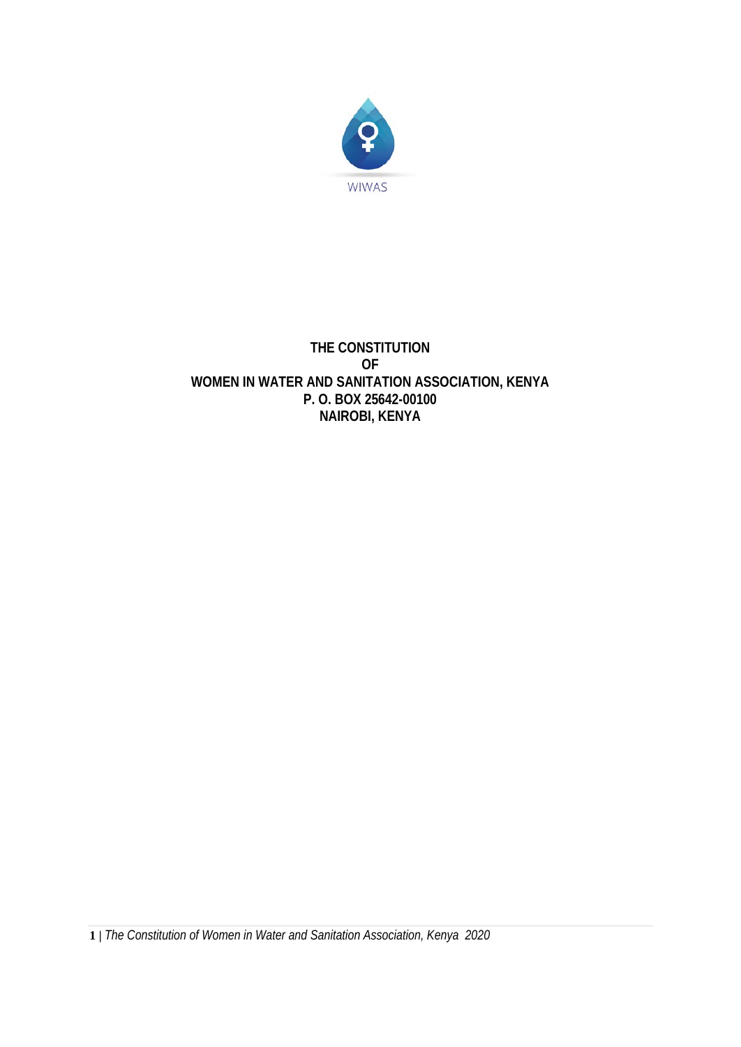WIWAS

**THE CONSTITUTION**
**OF**
**WOMEN IN WATER AND SANITATION ASSOCIATION, KENYA**
**P. O. BOX 25642-00100**
**NAIROBI, KENYA**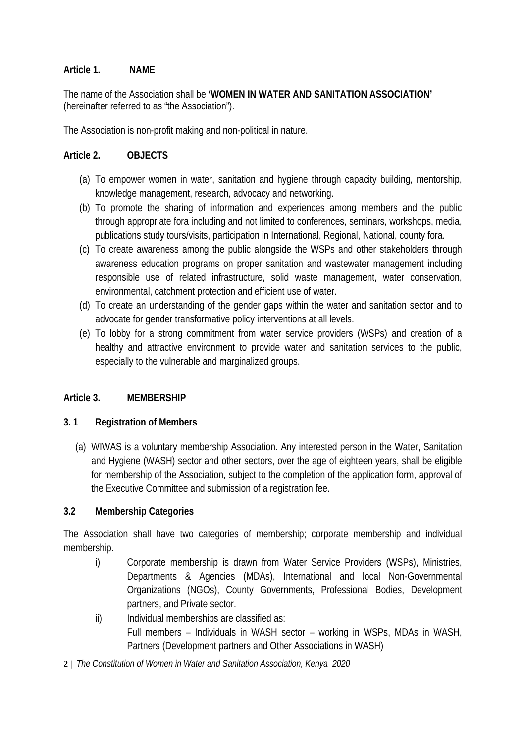## Article 1. NAME

The name of the Association shall be **'WOMEN IN WATER AND SANITATION ASSOCIATION'** (hereinafter referred to as "the Association").

The Association is non-profit making and non-political in nature.

## Article 2. OBJECTS

(a) To empower women in water, sanitation and hygiene through capacity building, mentorship, knowledge management, research, advocacy and networking.
(b) To promote the sharing of information and experiences among members and the public through appropriate fora including and not limited to conferences, seminars, workshops, media, publications study tours/visits, participation in International, Regional, National, county fora.
(c) To create awareness among the public alongside the WSPs and other stakeholders through awareness education programs on proper sanitation and wastewater management including responsible use of related infrastructure, solid waste management, water conservation, environmental, catchment protection and efficient use of water.
(d) To create an understanding of the gender gaps within the water and sanitation sector and to advocate for gender transformative policy interventions at all levels.
(e) To lobby for a strong commitment from water service providers (WSPs) and creation of a healthy and attractive environment to provide water and sanitation services to the public, especially to the vulnerable and marginalized groups.

## Article 3. MEMBERSHIP

### 3. 1 Registration of Members

(a) WIWAS is a voluntary membership Association. Any interested person in the Water, Sanitation and Hygiene (WASH) sector and other sectors, over the age of eighteen years, shall be eligible for membership of the Association, subject to the completion of the application form, approval of the Executive Committee and submission of a registration fee.

### 3.2 Membership Categories

The Association shall have two categories of membership; corporate membership and individual membership.

i) Corporate membership is drawn from Water Service Providers (WSPs), Ministries, Departments & Agencies (MDAs), International and local Non-Governmental Organizations (NGOs), County Governments, Professional Bodies, Development partners, and Private sector.

ii) Individual memberships are classified as:
Full members – Individuals in WASH sector – working in WSPs, MDAs in WASH, Partners (Development partners and Other Associations in WASH)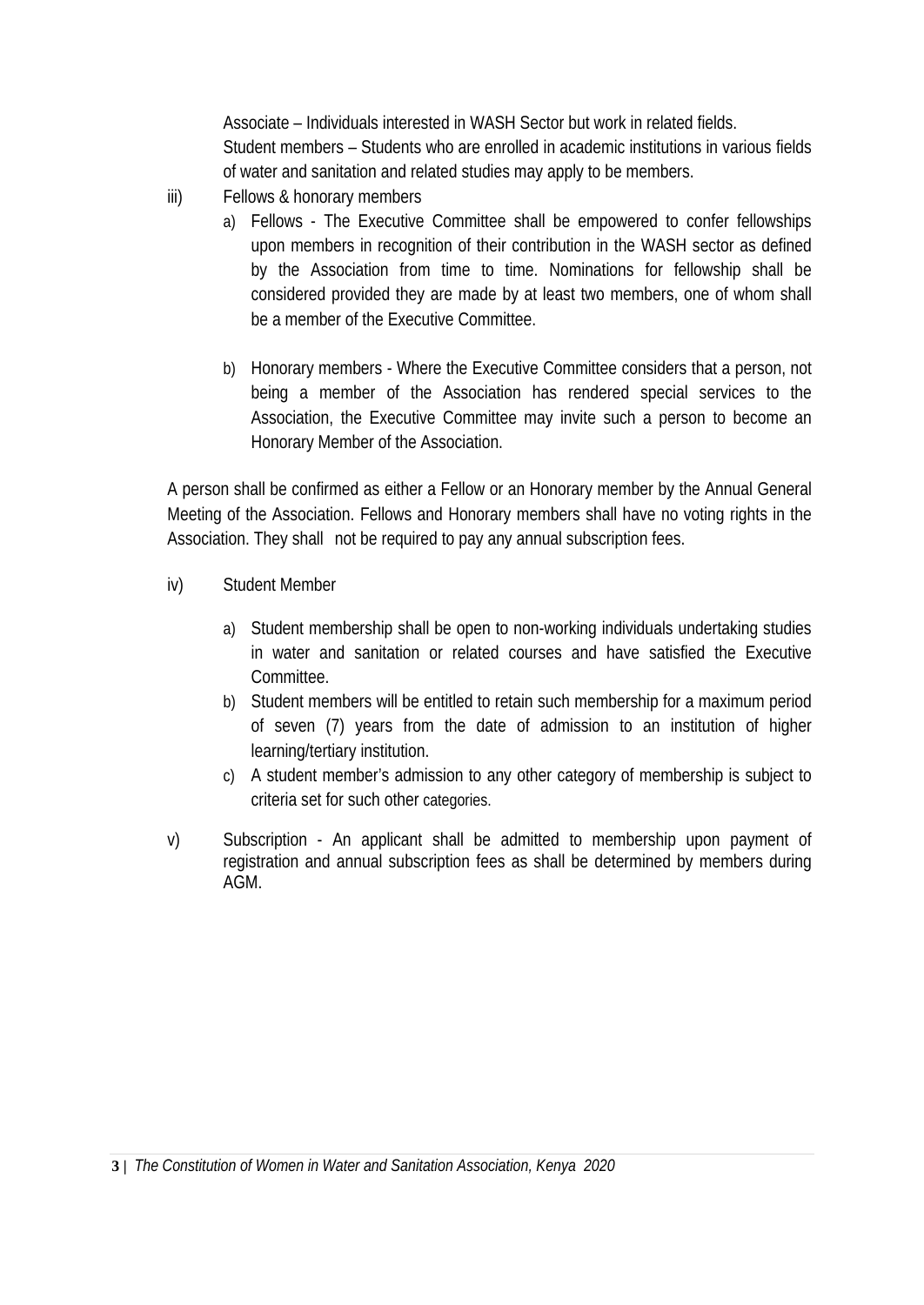Associate – Individuals interested in WASH Sector but work in related fields.

Student members – Students who are enrolled in academic institutions in various fields of water and sanitation and related studies may apply to be members.

iii) Fellows & honorary members

a) Fellows - The Executive Committee shall be empowered to confer fellowships upon members in recognition of their contribution in the WASH sector as defined by the Association from time to time. Nominations for fellowship shall be considered provided they are made by at least two members, one of whom shall be a member of the Executive Committee.

b) Honorary members - Where the Executive Committee considers that a person, not being a member of the Association has rendered special services to the Association, the Executive Committee may invite such a person to become an Honorary Member of the Association.

A person shall be confirmed as either a Fellow or an Honorary member by the Annual General Meeting of the Association. Fellows and Honorary members shall have no voting rights in the Association. They shall not be required to pay any annual subscription fees.

iv) Student Member

a) Student membership shall be open to non-working individuals undertaking studies in water and sanitation or related courses and have satisfied the Executive Committee.

b) Student members will be entitled to retain such membership for a maximum period of seven (7) years from the date of admission to an institution of higher learning/tertiary institution.

c) A student member's admission to any other category of membership is subject to criteria set for such other categories.

v) Subscription - An applicant shall be admitted to membership upon payment of registration and annual subscription fees as shall be determined by members during AGM.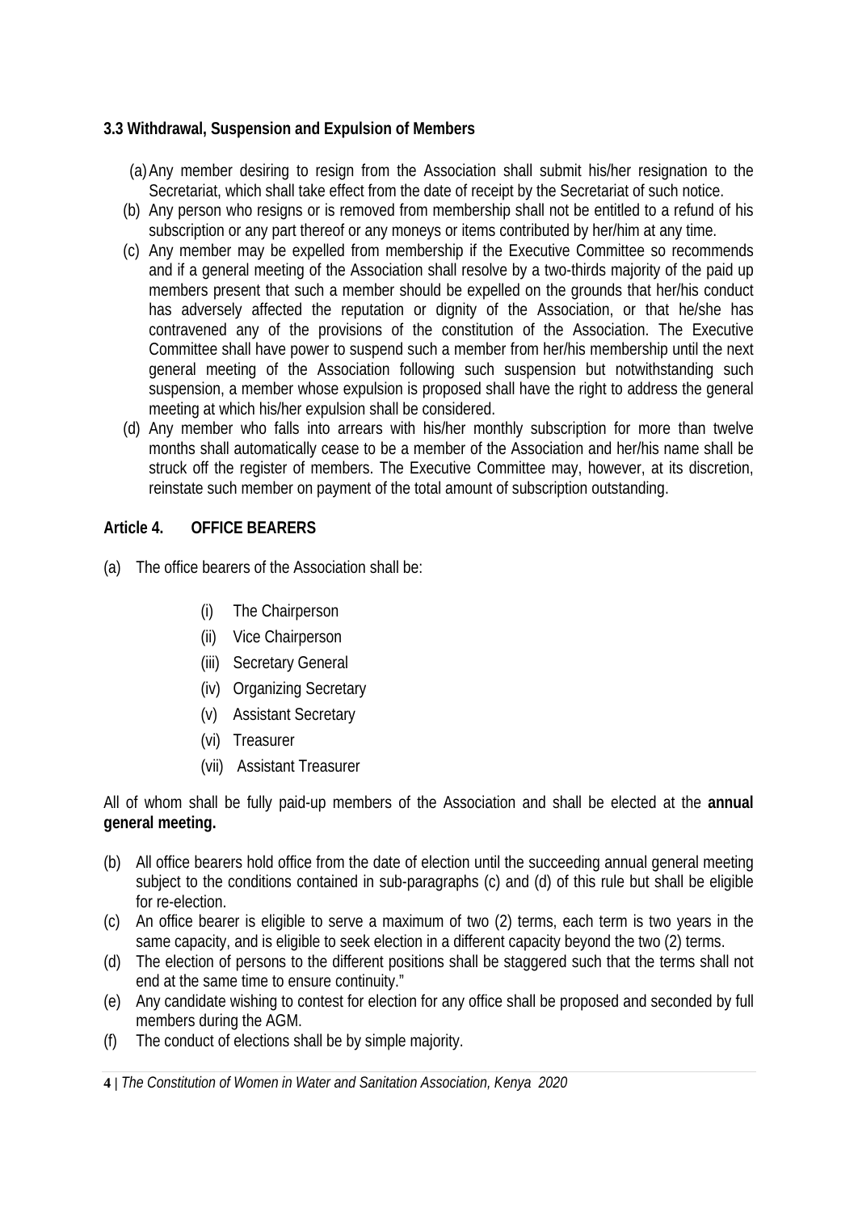### 3.3 Withdrawal, Suspension and Expulsion of Members

(a) Any member desiring to resign from the Association shall submit his/her resignation to the Secretariat, which shall take effect from the date of receipt by the Secretariat of such notice.

(b) Any person who resigns or is removed from membership shall not be entitled to a refund of his subscription or any part thereof or any moneys or items contributed by her/him at any time.

(c) Any member may be expelled from membership if the Executive Committee so recommends and if a general meeting of the Association shall resolve by a two-thirds majority of the paid up members present that such a member should be expelled on the grounds that her/his conduct has adversely affected the reputation or dignity of the Association, or that he/she has contravened any of the provisions of the constitution of the Association. The Executive Committee shall have power to suspend such a member from her/his membership until the next general meeting of the Association following such suspension but notwithstanding such suspension, a member whose expulsion is proposed shall have the right to address the general meeting at which his/her expulsion shall be considered.

(d) Any member who falls into arrears with his/her monthly subscription for more than twelve months shall automatically cease to be a member of the Association and her/his name shall be struck off the register of members. The Executive Committee may, however, at its discretion, reinstate such member on payment of the total amount of subscription outstanding.

## Article 4. OFFICE BEARERS

(a) The office bearers of the Association shall be:

- (i) The Chairperson
- (ii) Vice Chairperson
- (iii) Secretary General
- (iv) Organizing Secretary
- (v) Assistant Secretary
- (vi) Treasurer
- (vii) Assistant Treasurer

All of whom shall be fully paid-up members of the Association and shall be elected at the **annual general meeting.**

(b) All office bearers hold office from the date of election until the succeeding annual general meeting subject to the conditions contained in sub-paragraphs (c) and (d) of this rule but shall be eligible for re-election.

(c) An office bearer is eligible to serve a maximum of two (2) terms, each term is two years in the same capacity, and is eligible to seek election in a different capacity beyond the two (2) terms.

(d) The election of persons to the different positions shall be staggered such that the terms shall not end at the same time to ensure continuity."

(e) Any candidate wishing to contest for election for any office shall be proposed and seconded by full members during the AGM.

(f) The conduct of elections shall be by simple majority.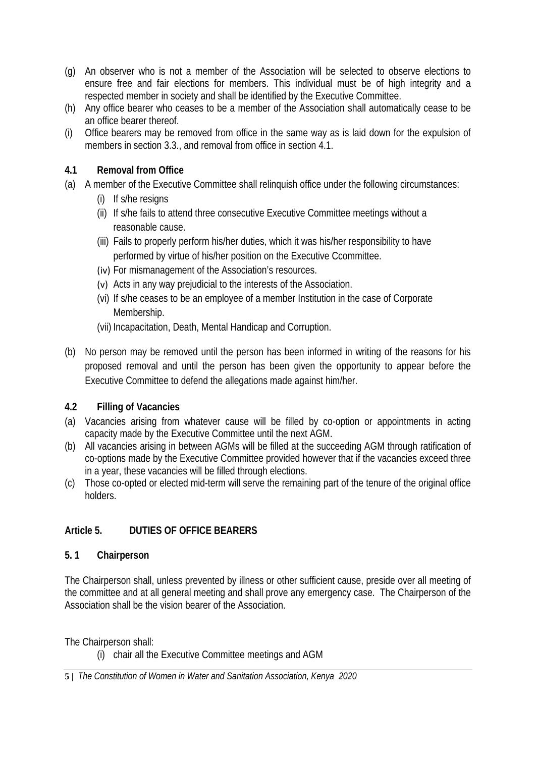(g) An observer who is not a member of the Association will be selected to observe elections to ensure free and fair elections for members. This individual must be of high integrity and a respected member in society and shall be identified by the Executive Committee.

(h) Any office bearer who ceases to be a member of the Association shall automatically cease to be an office bearer thereof.

(i) Office bearers may be removed from office in the same way as is laid down for the expulsion of members in section 3.3., and removal from office in section 4.1.

### 4.1 Removal from Office

(a) A member of the Executive Committee shall relinquish office under the following circumstances:

(i) If s/he resigns

(ii) If s/he fails to attend three consecutive Executive Committee meetings without a reasonable cause.

(iii) Fails to properly perform his/her duties, which it was his/her responsibility to have performed by virtue of his/her position on the Executive Ccommittee.

(iv) For mismanagement of the Association's resources.

(v) Acts in any way prejudicial to the interests of the Association.

(vi) If s/he ceases to be an employee of a member Institution in the case of Corporate Membership.

(vii) Incapacitation, Death, Mental Handicap and Corruption.

(b) No person may be removed until the person has been informed in writing of the reasons for his proposed removal and until the person has been given the opportunity to appear before the Executive Committee to defend the allegations made against him/her.

### 4.2 Filling of Vacancies

(a) Vacancies arising from whatever cause will be filled by co-option or appointments in acting capacity made by the Executive Committee until the next AGM.

(b) All vacancies arising in between AGMs will be filled at the succeeding AGM through ratification of co-options made by the Executive Committee provided however that if the vacancies exceed three in a year, these vacancies will be filled through elections.

(c) Those co-opted or elected mid-term will serve the remaining part of the tenure of the original office holders.

## Article 5. DUTIES OF OFFICE BEARERS

### 5. 1 Chairperson

The Chairperson shall, unless prevented by illness or other sufficient cause, preside over all meeting of the committee and at all general meeting and shall prove any emergency case. The Chairperson of the Association shall be the vision bearer of the Association.

The Chairperson shall:

(i) chair all the Executive Committee meetings and AGM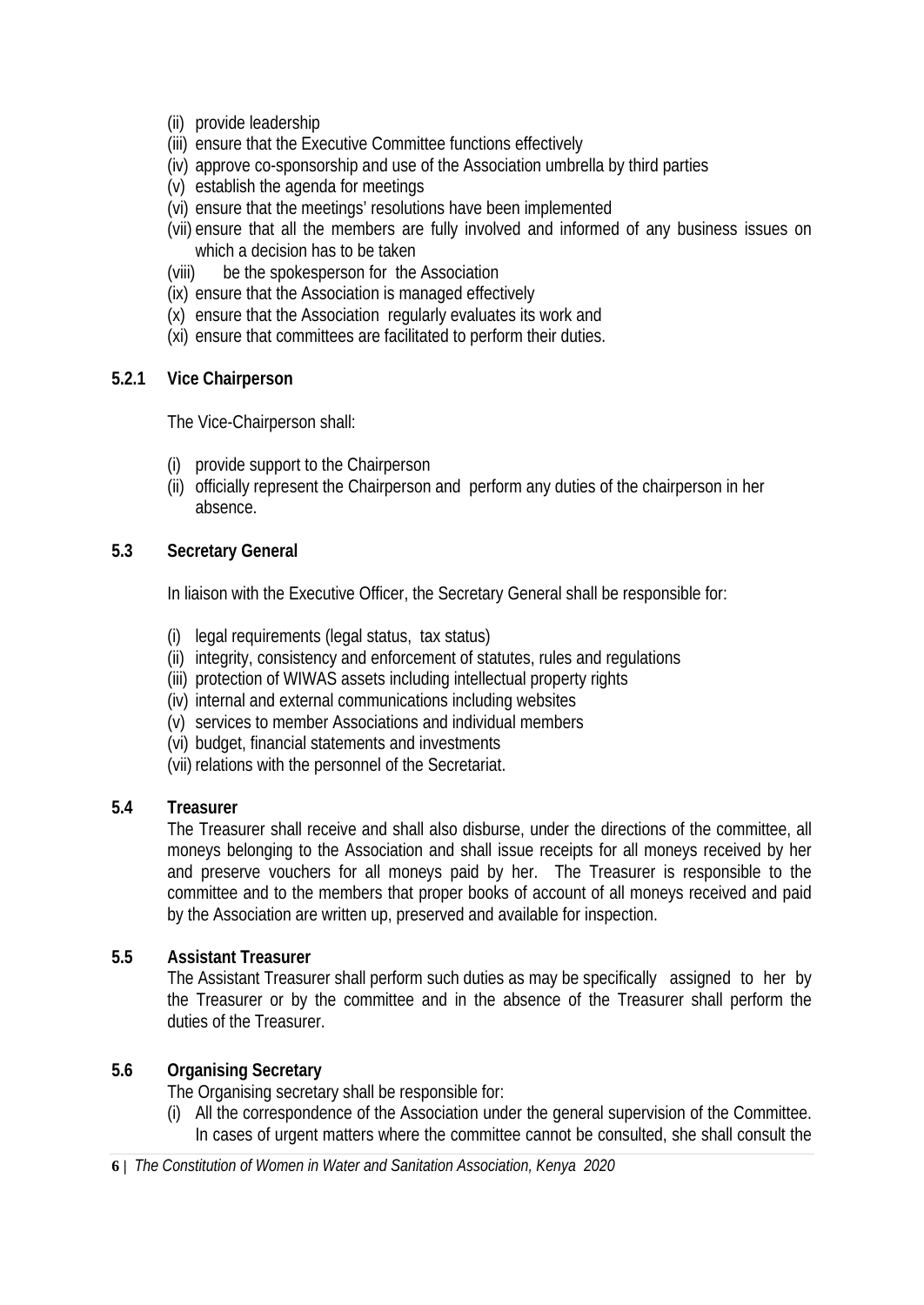(ii) provide leadership
(iii) ensure that the Executive Committee functions effectively
(iv) approve co-sponsorship and use of the Association umbrella by third parties
(v) establish the agenda for meetings
(vi) ensure that the meetings' resolutions have been implemented
(vii) ensure that all the members are fully involved and informed of any business issues on which a decision has to be taken
(viii) be the spokesperson for the Association
(ix) ensure that the Association is managed effectively
(x) ensure that the Association regularly evaluates its work and
(xi) ensure that committees are facilitated to perform their duties.

**5.2.1 Vice Chairperson**

The Vice-Chairperson shall:

(i) provide support to the Chairperson
(ii) officially represent the Chairperson and perform any duties of the chairperson in her absence.

**5.3 Secretary General**

In liaison with the Executive Officer, the Secretary General shall be responsible for:

(i) legal requirements (legal status, tax status)
(ii) integrity, consistency and enforcement of statutes, rules and regulations
(iii) protection of WIWAS assets including intellectual property rights
(iv) internal and external communications including websites
(v) services to member Associations and individual members
(vi) budget, financial statements and investments
(vii) relations with the personnel of the Secretariat.

**5.4 Treasurer**

The Treasurer shall receive and shall also disburse, under the directions of the committee, all moneys belonging to the Association and shall issue receipts for all moneys received by her and preserve vouchers for all moneys paid by her. The Treasurer is responsible to the committee and to the members that proper books of account of all moneys received and paid by the Association are written up, preserved and available for inspection.

**5.5 Assistant Treasurer**

The Assistant Treasurer shall perform such duties as may be specifically assigned to her by the Treasurer or by the committee and in the absence of the Treasurer shall perform the duties of the Treasurer.

**5.6 Organising Secretary**

The Organising secretary shall be responsible for:

(i) All the correspondence of the Association under the general supervision of the Committee. In cases of urgent matters where the committee cannot be consulted, she shall consult the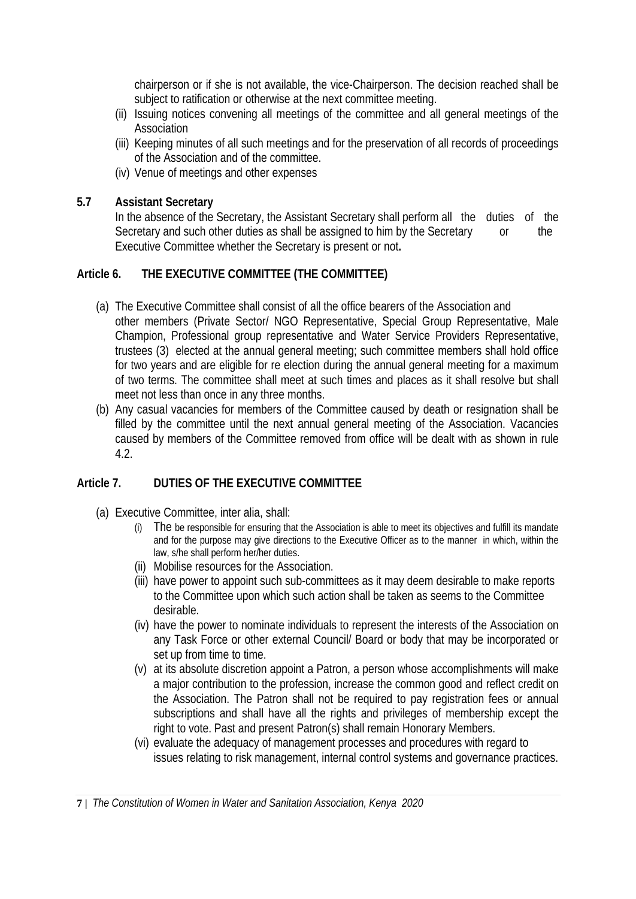chairperson or if she is not available, the vice-Chairperson. The decision reached shall be subject to ratification or otherwise at the next committee meeting.

(ii) Issuing notices convening all meetings of the committee and all general meetings of the Association

(iii) Keeping minutes of all such meetings and for the preservation of all records of proceedings of the Association and of the committee.

(iv) Venue of meetings and other expenses

### 5.7 Assistant Secretary

In the absence of the Secretary, the Assistant Secretary shall perform all the duties of the Secretary and such other duties as shall be assigned to him by the Secretary or the Executive Committee whether the Secretary is present or not**.**

## Article 6. THE EXECUTIVE COMMITTEE (THE COMMITTEE)

(a) The Executive Committee shall consist of all the office bearers of the Association and other members (Private Sector/ NGO Representative, Special Group Representative, Male Champion, Professional group representative and Water Service Providers Representative, trustees (3) elected at the annual general meeting; such committee members shall hold office for two years and are eligible for re election during the annual general meeting for a maximum of two terms. The committee shall meet at such times and places as it shall resolve but shall meet not less than once in any three months.

(b) Any casual vacancies for members of the Committee caused by death or resignation shall be filled by the committee until the next annual general meeting of the Association. Vacancies caused by members of the Committee removed from office will be dealt with as shown in rule 4.2.

## Article 7. DUTIES OF THE EXECUTIVE COMMITTEE

(a) Executive Committee, inter alia, shall:

(i) The be responsible for ensuring that the Association is able to meet its objectives and fulfill its mandate and for the purpose may give directions to the Executive Officer as to the manner in which, within the law, s/he shall perform her/her duties.

(ii) Mobilise resources for the Association.

(iii) have power to appoint such sub-committees as it may deem desirable to make reports to the Committee upon which such action shall be taken as seems to the Committee desirable.

(iv) have the power to nominate individuals to represent the interests of the Association on any Task Force or other external Council/ Board or body that may be incorporated or set up from time to time.

(v) at its absolute discretion appoint a Patron, a person whose accomplishments will make a major contribution to the profession, increase the common good and reflect credit on the Association. The Patron shall not be required to pay registration fees or annual subscriptions and shall have all the rights and privileges of membership except the right to vote. Past and present Patron(s) shall remain Honorary Members.

(vi) evaluate the adequacy of management processes and procedures with regard to issues relating to risk management, internal control systems and governance practices.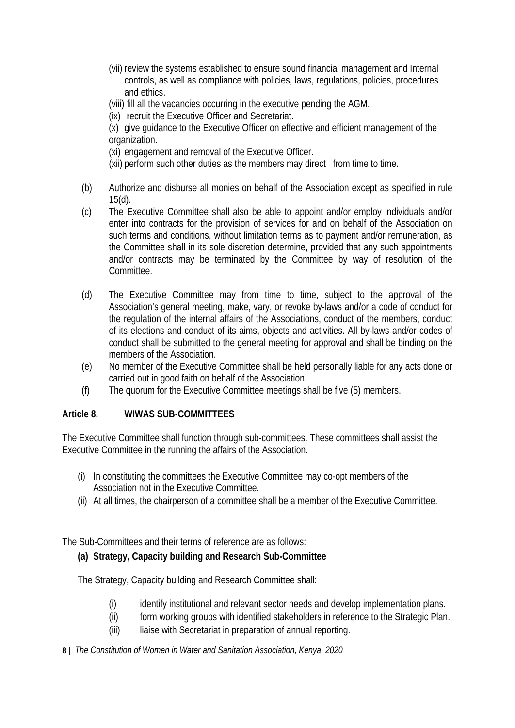(vii) review the systems established to ensure sound financial management and Internal controls, as well as compliance with policies, laws, regulations, policies, procedures and ethics.

(viii) fill all the vacancies occurring in the executive pending the AGM.

(ix) recruit the Executive Officer and Secretariat.

(x) give guidance to the Executive Officer on effective and efficient management of the organization.

(xi) engagement and removal of the Executive Officer.

(xii) perform such other duties as the members may direct from time to time.

(b) Authorize and disburse all monies on behalf of the Association except as specified in rule 15(d).

(c) The Executive Committee shall also be able to appoint and/or employ individuals and/or enter into contracts for the provision of services for and on behalf of the Association on such terms and conditions, without limitation terms as to payment and/or remuneration, as the Committee shall in its sole discretion determine, provided that any such appointments and/or contracts may be terminated by the Committee by way of resolution of the Committee.

(d) The Executive Committee may from time to time, subject to the approval of the Association's general meeting, make, vary, or revoke by-laws and/or a code of conduct for the regulation of the internal affairs of the Associations, conduct of the members, conduct of its elections and conduct of its aims, objects and activities. All by-laws and/or codes of conduct shall be submitted to the general meeting for approval and shall be binding on the members of the Association.

(e) No member of the Executive Committee shall be held personally liable for any acts done or carried out in good faith on behalf of the Association.

(f) The quorum for the Executive Committee meetings shall be five (5) members.

## Article 8. WIWAS SUB-COMMITTEES

The Executive Committee shall function through sub-committees. These committees shall assist the Executive Committee in the running the affairs of the Association.

(i) In constituting the committees the Executive Committee may co-opt members of the Association not in the Executive Committee.

(ii) At all times, the chairperson of a committee shall be a member of the Executive Committee.

The Sub-Committees and their terms of reference are as follows:

### (a) Strategy, Capacity building and Research Sub-Committee

The Strategy, Capacity building and Research Committee shall:

(i) identify institutional and relevant sector needs and develop implementation plans.

(ii) form working groups with identified stakeholders in reference to the Strategic Plan.

(iii) liaise with Secretariat in preparation of annual reporting.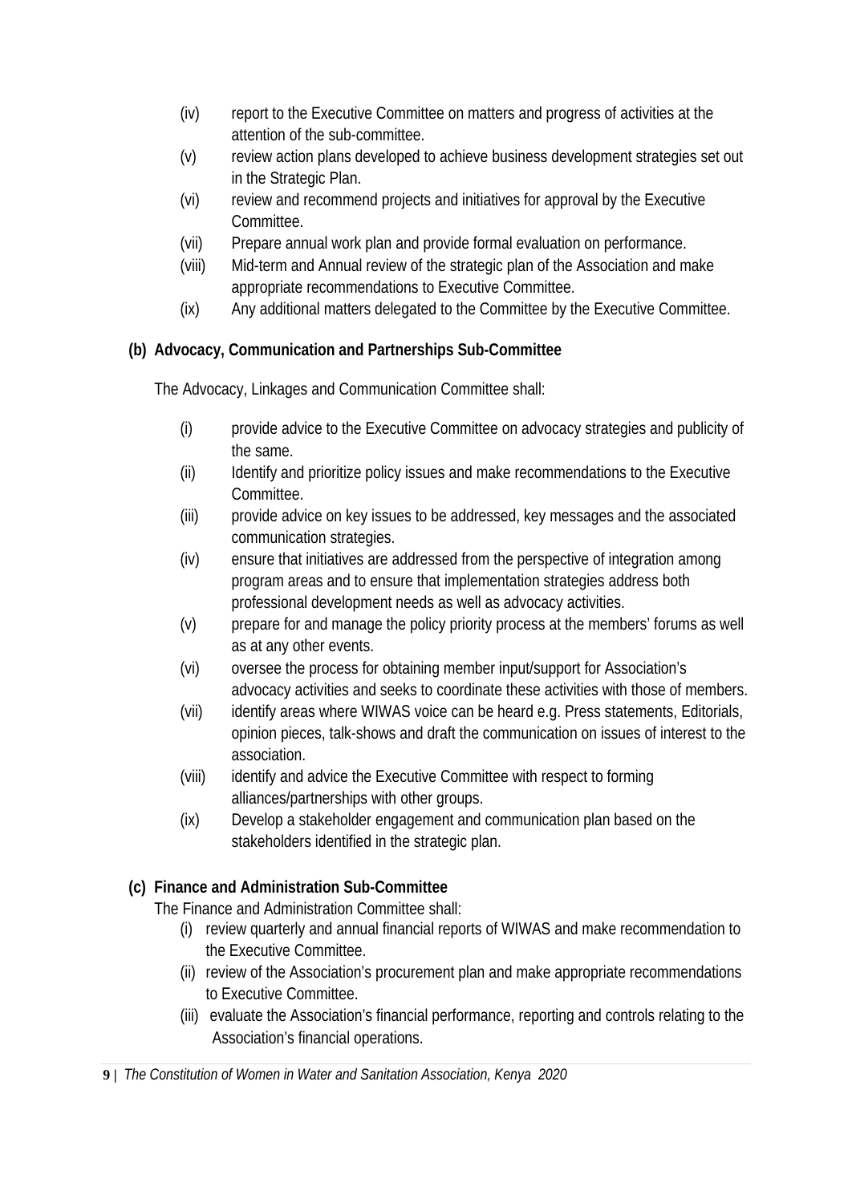(iv) report to the Executive Committee on matters and progress of activities at the attention of the sub-committee.

(v) review action plans developed to achieve business development strategies set out in the Strategic Plan.

(vi) review and recommend projects and initiatives for approval by the Executive Committee.

(vii) Prepare annual work plan and provide formal evaluation on performance.

(viii) Mid-term and Annual review of the strategic plan of the Association and make appropriate recommendations to Executive Committee.

(ix) Any additional matters delegated to the Committee by the Executive Committee.

**(b) Advocacy, Communication and Partnerships Sub-Committee**

The Advocacy, Linkages and Communication Committee shall:

(i) provide advice to the Executive Committee on advocacy strategies and publicity of the same.

(ii) Identify and prioritize policy issues and make recommendations to the Executive Committee.

(iii) provide advice on key issues to be addressed, key messages and the associated communication strategies.

(iv) ensure that initiatives are addressed from the perspective of integration among program areas and to ensure that implementation strategies address both professional development needs as well as advocacy activities.

(v) prepare for and manage the policy priority process at the members' forums as well as at any other events.

(vi) oversee the process for obtaining member input/support for Association's advocacy activities and seeks to coordinate these activities with those of members.

(vii) identify areas where WIWAS voice can be heard e.g. Press statements, Editorials, opinion pieces, talk-shows and draft the communication on issues of interest to the association.

(viii) identify and advice the Executive Committee with respect to forming alliances/partnerships with other groups.

(ix) Develop a stakeholder engagement and communication plan based on the stakeholders identified in the strategic plan.

**(c) Finance and Administration Sub-Committee**

The Finance and Administration Committee shall:

(i) review quarterly and annual financial reports of WIWAS and make recommendation to the Executive Committee.

(ii) review of the Association's procurement plan and make appropriate recommendations to Executive Committee.

(iii) evaluate the Association's financial performance, reporting and controls relating to the Association's financial operations.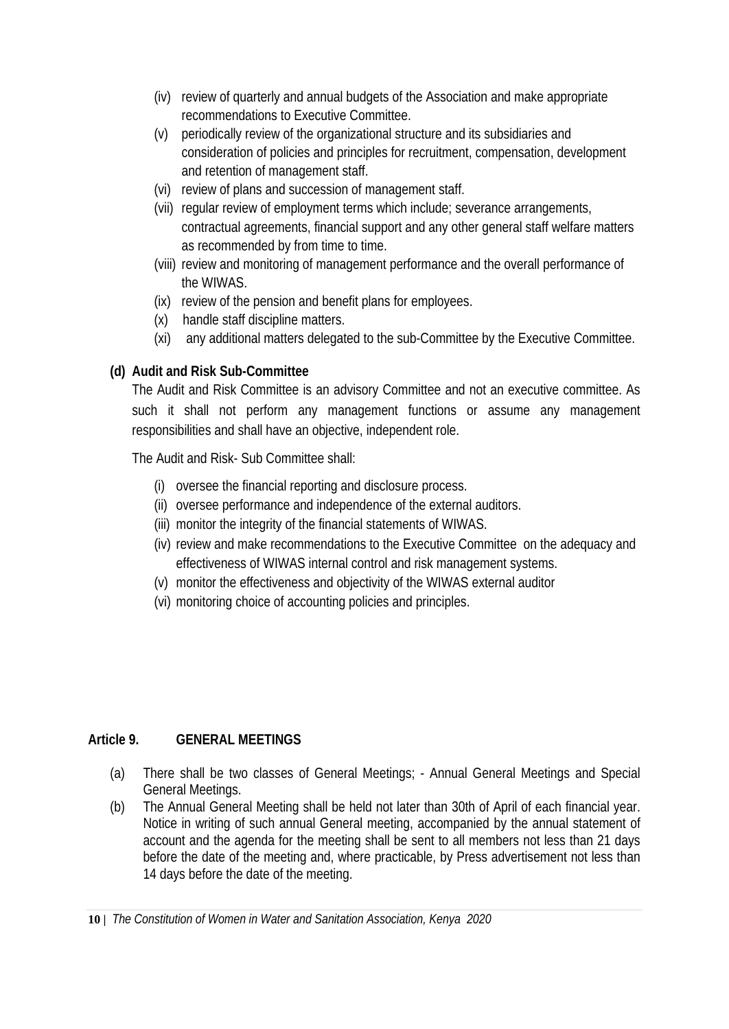(iv) review of quarterly and annual budgets of the Association and make appropriate recommendations to Executive Committee.
(v) periodically review of the organizational structure and its subsidiaries and consideration of policies and principles for recruitment, compensation, development and retention of management staff.
(vi) review of plans and succession of management staff.
(vii) regular review of employment terms which include; severance arrangements, contractual agreements, financial support and any other general staff welfare matters as recommended by from time to time.
(viii) review and monitoring of management performance and the overall performance of the WIWAS.
(ix) review of the pension and benefit plans for employees.
(x) handle staff discipline matters.
(xi) any additional matters delegated to the sub-Committee by the Executive Committee.

**(d) Audit and Risk Sub-Committee**

The Audit and Risk Committee is an advisory Committee and not an executive committee. As such it shall not perform any management functions or assume any management responsibilities and shall have an objective, independent role.

The Audit and Risk- Sub Committee shall:

(i) oversee the financial reporting and disclosure process.
(ii) oversee performance and independence of the external auditors.
(iii) monitor the integrity of the financial statements of WIWAS.
(iv) review and make recommendations to the Executive Committee on the adequacy and effectiveness of WIWAS internal control and risk management systems.
(v) monitor the effectiveness and objectivity of the WIWAS external auditor
(vi) monitoring choice of accounting policies and principles.

## Article 9. GENERAL MEETINGS

(a) There shall be two classes of General Meetings; - Annual General Meetings and Special General Meetings.
(b) The Annual General Meeting shall be held not later than 30th of April of each financial year. Notice in writing of such annual General meeting, accompanied by the annual statement of account and the agenda for the meeting shall be sent to all members not less than 21 days before the date of the meeting and, where practicable, by Press advertisement not less than 14 days before the date of the meeting.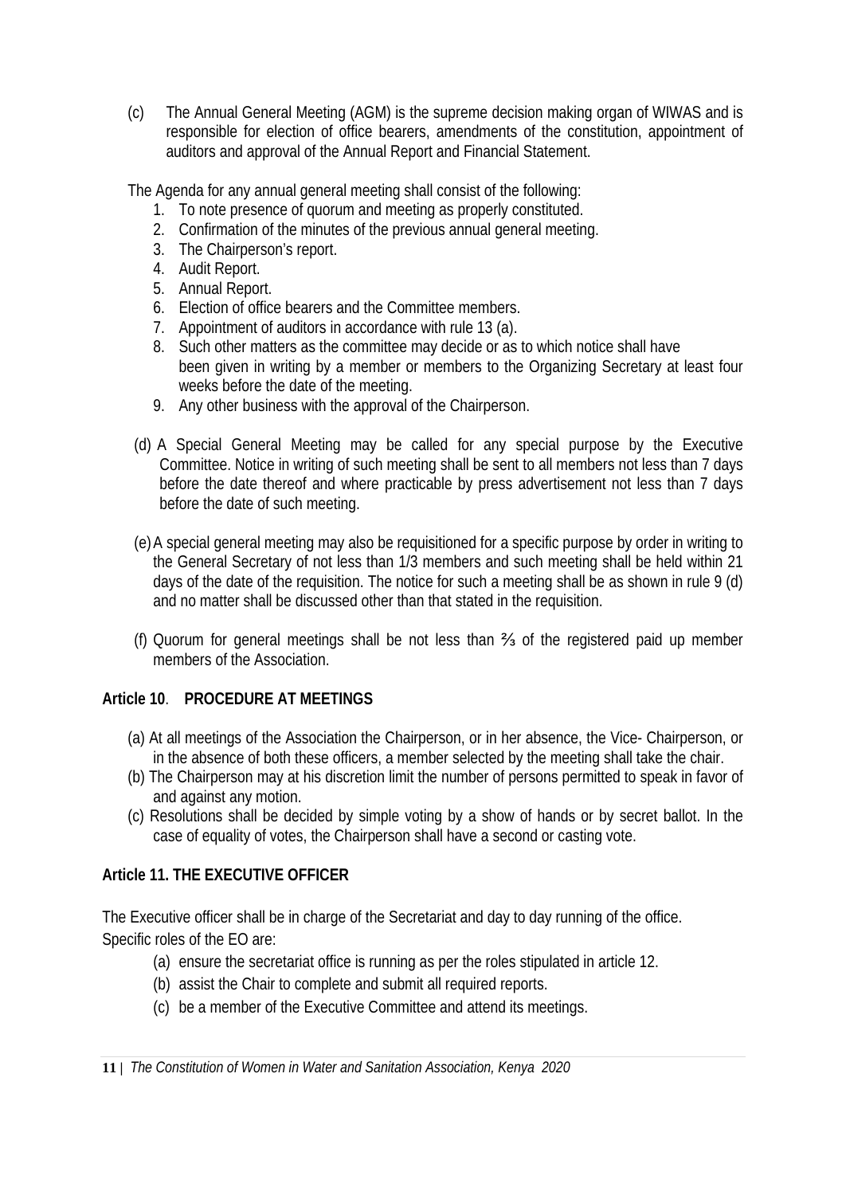(c) The Annual General Meeting (AGM) is the supreme decision making organ of WIWAS and is responsible for election of office bearers, amendments of the constitution, appointment of auditors and approval of the Annual Report and Financial Statement.

The Agenda for any annual general meeting shall consist of the following:

1. To note presence of quorum and meeting as properly constituted.
2. Confirmation of the minutes of the previous annual general meeting.
3. The Chairperson's report.
4. Audit Report.
5. Annual Report.
6. Election of office bearers and the Committee members.
7. Appointment of auditors in accordance with rule 13 (a).
8. Such other matters as the committee may decide or as to which notice shall have been given in writing by a member or members to the Organizing Secretary at least four weeks before the date of the meeting.
9. Any other business with the approval of the Chairperson.

(d) A Special General Meeting may be called for any special purpose by the Executive Committee. Notice in writing of such meeting shall be sent to all members not less than 7 days before the date thereof and where practicable by press advertisement not less than 7 days before the date of such meeting.

(e) A special general meeting may also be requisitioned for a specific purpose by order in writing to the General Secretary of not less than 1/3 members and such meeting shall be held within 21 days of the date of the requisition. The notice for such a meeting shall be as shown in rule 9 (d) and no matter shall be discussed other than that stated in the requisition.

(f) Quorum for general meetings shall be not less than ⅔ of the registered paid up member members of the Association.

**Article 10**. **PROCEDURE AT MEETINGS**

(a) At all meetings of the Association the Chairperson, or in her absence, the Vice- Chairperson, or in the absence of both these officers, a member selected by the meeting shall take the chair.
(b) The Chairperson may at his discretion limit the number of persons permitted to speak in favor of and against any motion.
(c) Resolutions shall be decided by simple voting by a show of hands or by secret ballot. In the case of equality of votes, the Chairperson shall have a second or casting vote.

**Article 11. THE EXECUTIVE OFFICER**

The Executive officer shall be in charge of the Secretariat and day to day running of the office.
Specific roles of the EO are:

(a) ensure the secretariat office is running as per the roles stipulated in article 12.
(b) assist the Chair to complete and submit all required reports.
(c) be a member of the Executive Committee and attend its meetings.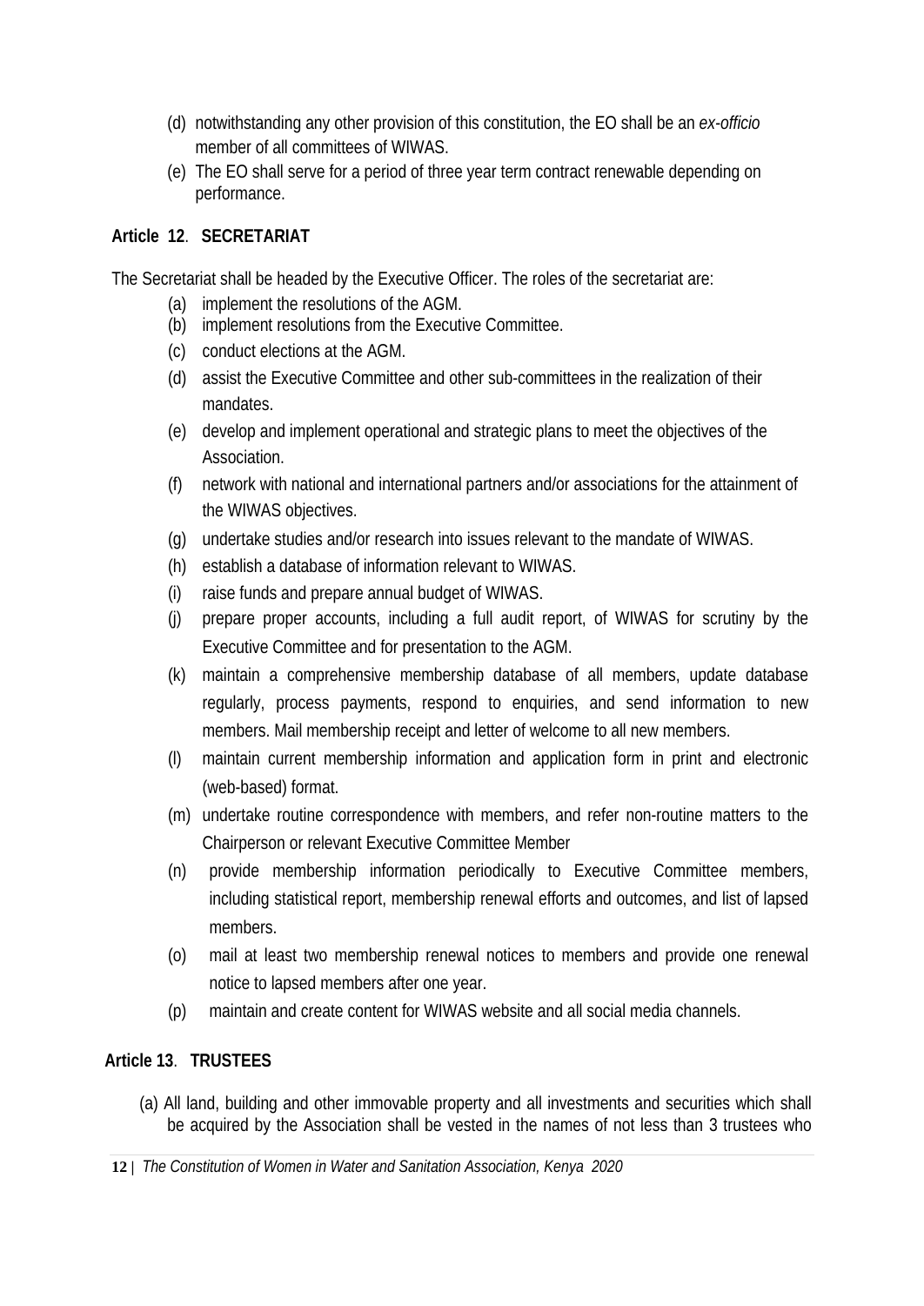(d) notwithstanding any other provision of this constitution, the EO shall be an *ex-officio* member of all committees of WIWAS.

(e) The EO shall serve for a period of three year term contract renewable depending on performance.

**Article 12**. **SECRETARIAT**

The Secretariat shall be headed by the Executive Officer. The roles of the secretariat are:

(a) implement the resolutions of the AGM.

(b) implement resolutions from the Executive Committee.

(c) conduct elections at the AGM.

(d) assist the Executive Committee and other sub-committees in the realization of their mandates.

(e) develop and implement operational and strategic plans to meet the objectives of the Association.

(f) network with national and international partners and/or associations for the attainment of the WIWAS objectives.

(g) undertake studies and/or research into issues relevant to the mandate of WIWAS.

(h) establish a database of information relevant to WIWAS.

(i) raise funds and prepare annual budget of WIWAS.

(j) prepare proper accounts, including a full audit report, of WIWAS for scrutiny by the Executive Committee and for presentation to the AGM.

(k) maintain a comprehensive membership database of all members, update database regularly, process payments, respond to enquiries, and send information to new members. Mail membership receipt and letter of welcome to all new members.

(l) maintain current membership information and application form in print and electronic (web-based) format.

(m) undertake routine correspondence with members, and refer non-routine matters to the Chairperson or relevant Executive Committee Member

(n) provide membership information periodically to Executive Committee members, including statistical report, membership renewal efforts and outcomes, and list of lapsed members.

(o) mail at least two membership renewal notices to members and provide one renewal notice to lapsed members after one year.

(p) maintain and create content for WIWAS website and all social media channels.

**Article 13**. **TRUSTEES**

(a) All land, building and other immovable property and all investments and securities which shall be acquired by the Association shall be vested in the names of not less than 3 trustees who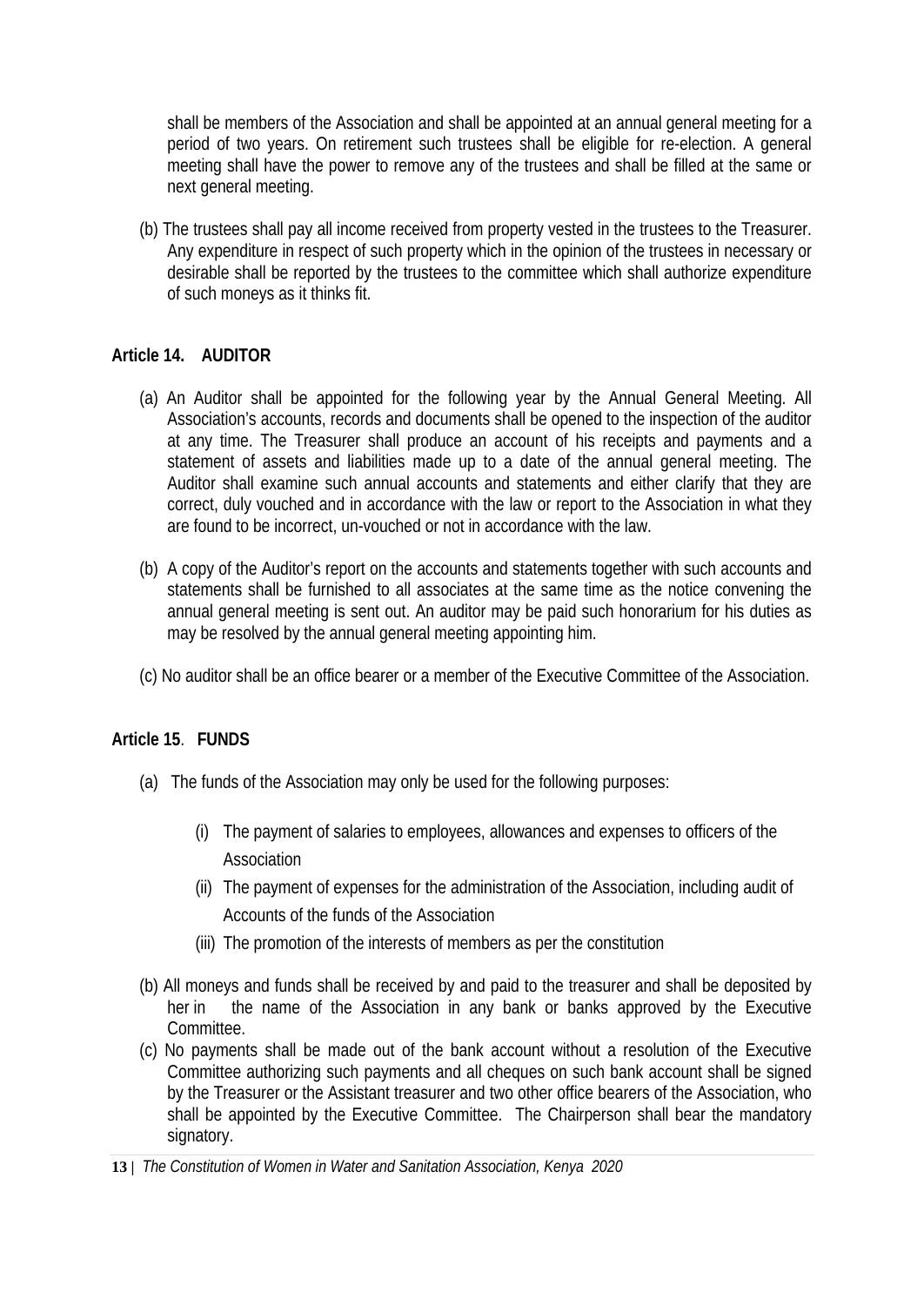shall be members of the Association and shall be appointed at an annual general meeting for a period of two years. On retirement such trustees shall be eligible for re-election. A general meeting shall have the power to remove any of the trustees and shall be filled at the same or next general meeting.

(b) The trustees shall pay all income received from property vested in the trustees to the Treasurer. Any expenditure in respect of such property which in the opinion of the trustees in necessary or desirable shall be reported by the trustees to the committee which shall authorize expenditure of such moneys as it thinks fit.

### Article 14. AUDITOR

(a) An Auditor shall be appointed for the following year by the Annual General Meeting. All Association's accounts, records and documents shall be opened to the inspection of the auditor at any time. The Treasurer shall produce an account of his receipts and payments and a statement of assets and liabilities made up to a date of the annual general meeting. The Auditor shall examine such annual accounts and statements and either clarify that they are correct, duly vouched and in accordance with the law or report to the Association in what they are found to be incorrect, un-vouched or not in accordance with the law.

(b) A copy of the Auditor's report on the accounts and statements together with such accounts and statements shall be furnished to all associates at the same time as the notice convening the annual general meeting is sent out. An auditor may be paid such honorarium for his duties as may be resolved by the annual general meeting appointing him.

(c) No auditor shall be an office bearer or a member of the Executive Committee of the Association.

### Article 15. FUNDS

(a) The funds of the Association may only be used for the following purposes:

  (i) The payment of salaries to employees, allowances and expenses to officers of the Association
  
  (ii) The payment of expenses for the administration of the Association, including audit of Accounts of the funds of the Association
  
  (iii) The promotion of the interests of members as per the constitution

(b) All moneys and funds shall be received by and paid to the treasurer and shall be deposited by her in the name of the Association in any bank or banks approved by the Executive Committee.

(c) No payments shall be made out of the bank account without a resolution of the Executive Committee authorizing such payments and all cheques on such bank account shall be signed by the Treasurer or the Assistant treasurer and two other office bearers of the Association, who shall be appointed by the Executive Committee. The Chairperson shall bear the mandatory signatory.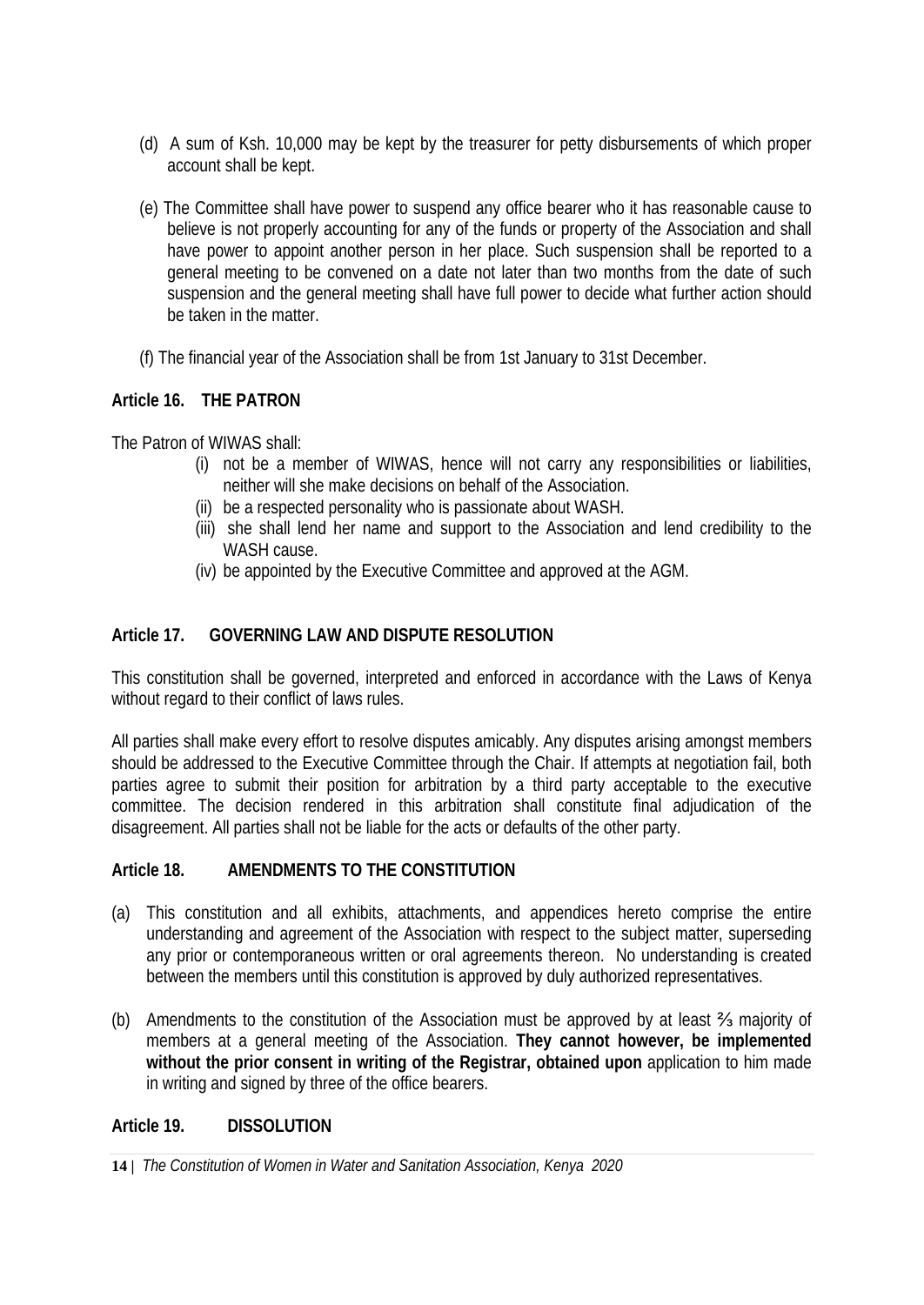(d) A sum of Ksh. 10,000 may be kept by the treasurer for petty disbursements of which proper account shall be kept.

(e) The Committee shall have power to suspend any office bearer who it has reasonable cause to believe is not properly accounting for any of the funds or property of the Association and shall have power to appoint another person in her place. Such suspension shall be reported to a general meeting to be convened on a date not later than two months from the date of such suspension and the general meeting shall have full power to decide what further action should be taken in the matter.

(f) The financial year of the Association shall be from 1st January to 31st December.

## Article 16. THE PATRON

The Patron of WIWAS shall:

(i) not be a member of WIWAS, hence will not carry any responsibilities or liabilities, neither will she make decisions on behalf of the Association.
(ii) be a respected personality who is passionate about WASH.
(iii) she shall lend her name and support to the Association and lend credibility to the WASH cause.
(iv) be appointed by the Executive Committee and approved at the AGM.

## Article 17. GOVERNING LAW AND DISPUTE RESOLUTION

This constitution shall be governed, interpreted and enforced in accordance with the Laws of Kenya without regard to their conflict of laws rules.

All parties shall make every effort to resolve disputes amicably. Any disputes arising amongst members should be addressed to the Executive Committee through the Chair. If attempts at negotiation fail, both parties agree to submit their position for arbitration by a third party acceptable to the executive committee. The decision rendered in this arbitration shall constitute final adjudication of the disagreement. All parties shall not be liable for the acts or defaults of the other party.

## Article 18. AMENDMENTS TO THE CONSTITUTION

(a) This constitution and all exhibits, attachments, and appendices hereto comprise the entire understanding and agreement of the Association with respect to the subject matter, superseding any prior or contemporaneous written or oral agreements thereon. No understanding is created between the members until this constitution is approved by duly authorized representatives.

(b) Amendments to the constitution of the Association must be approved by at least ⅔ majority of members at a general meeting of the Association. **They cannot however, be implemented without the prior consent in writing of the Registrar, obtained upon** application to him made in writing and signed by three of the office bearers.

## Article 19. DISSOLUTION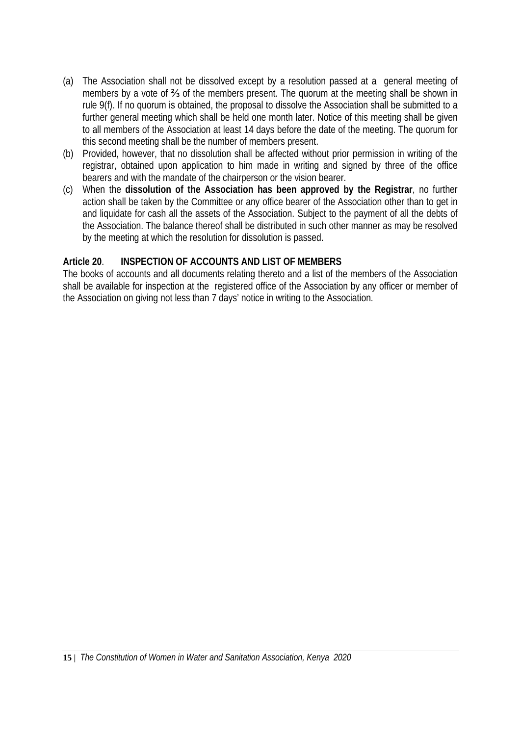(a) The Association shall not be dissolved except by a resolution passed at a general meeting of members by a vote of ⅔ of the members present. The quorum at the meeting shall be shown in rule 9(f). If no quorum is obtained, the proposal to dissolve the Association shall be submitted to a further general meeting which shall be held one month later. Notice of this meeting shall be given to all members of the Association at least 14 days before the date of the meeting. The quorum for this second meeting shall be the number of members present.

(b) Provided, however, that no dissolution shall be affected without prior permission in writing of the registrar, obtained upon application to him made in writing and signed by three of the office bearers and with the mandate of the chairperson or the vision bearer.

(c) When the **dissolution of the Association has been approved by the Registrar**, no further action shall be taken by the Committee or any office bearer of the Association other than to get in and liquidate for cash all the assets of the Association. Subject to the payment of all the debts of the Association. The balance thereof shall be distributed in such other manner as may be resolved by the meeting at which the resolution for dissolution is passed.

**Article 20**. **INSPECTION OF ACCOUNTS AND LIST OF MEMBERS**

The books of accounts and all documents relating thereto and a list of the members of the Association shall be available for inspection at the registered office of the Association by any officer or member of the Association on giving not less than 7 days' notice in writing to the Association.